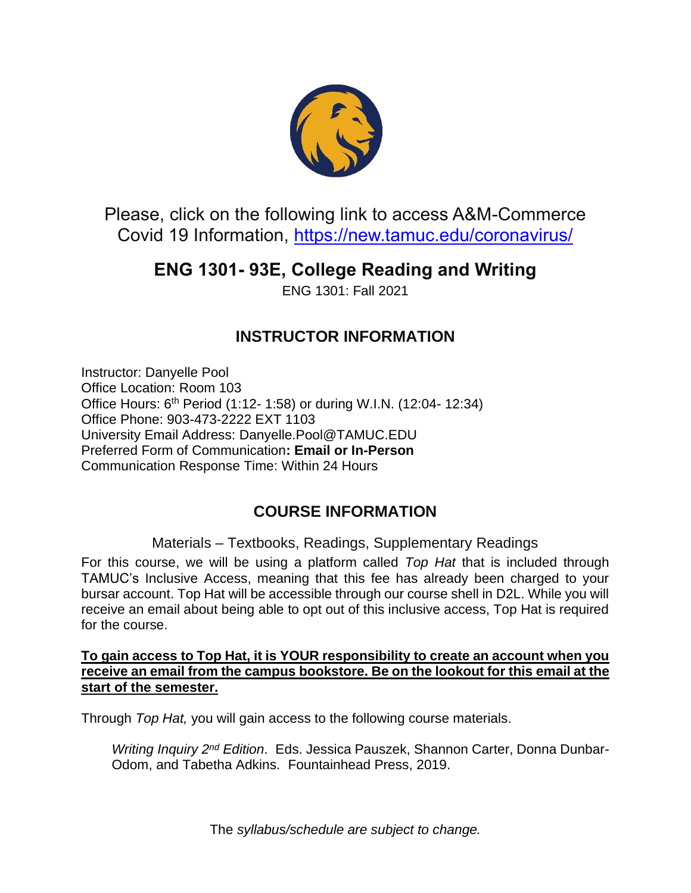Please, click on the following link to access A&M-Commerce Covid 19 Information, [https://new.tamuc.edu/coronavirus/](https://new.tamuc.edu/coronavirus/)

# ENG 1301- 93E, College Reading and Writing

ENG 1301: Fall 2021

## INSTRUCTOR INFORMATION

Instructor: Danyelle Pool
Office Location: Room 103
Office Hours: 6th Period (1:12- 1:58) or during W.I.N. (12:04- 12:34)
Office Phone: 903-473-2222 EXT 1103
University Email Address: Danyelle.Pool@TAMUC.EDU
Preferred Form of Communication**: Email or In-Person**
Communication Response Time: Within 24 Hours

## COURSE INFORMATION

### Materials – Textbooks, Readings, Supplementary Readings

For this course, we will be using a platform called *Top Hat* that is included through TAMUC's Inclusive Access, meaning that this fee has already been charged to your bursar account. Top Hat will be accessible through our course shell in D2L. While you will receive an email about being able to opt out of this inclusive access, Top Hat is required for the course.

**To gain access to Top Hat, it is YOUR responsibility to create an account when you receive an email from the campus bookstore. Be on the lookout for this email at the start of the semester.**

Through *Top Hat,* you will gain access to the following course materials.

> *Writing Inquiry 2nd Edition*. Eds. Jessica Pauszek, Shannon Carter, Donna Dunbar-Odom, and Tabetha Adkins. Fountainhead Press, 2019.

The *syllabus/schedule are subject to change.*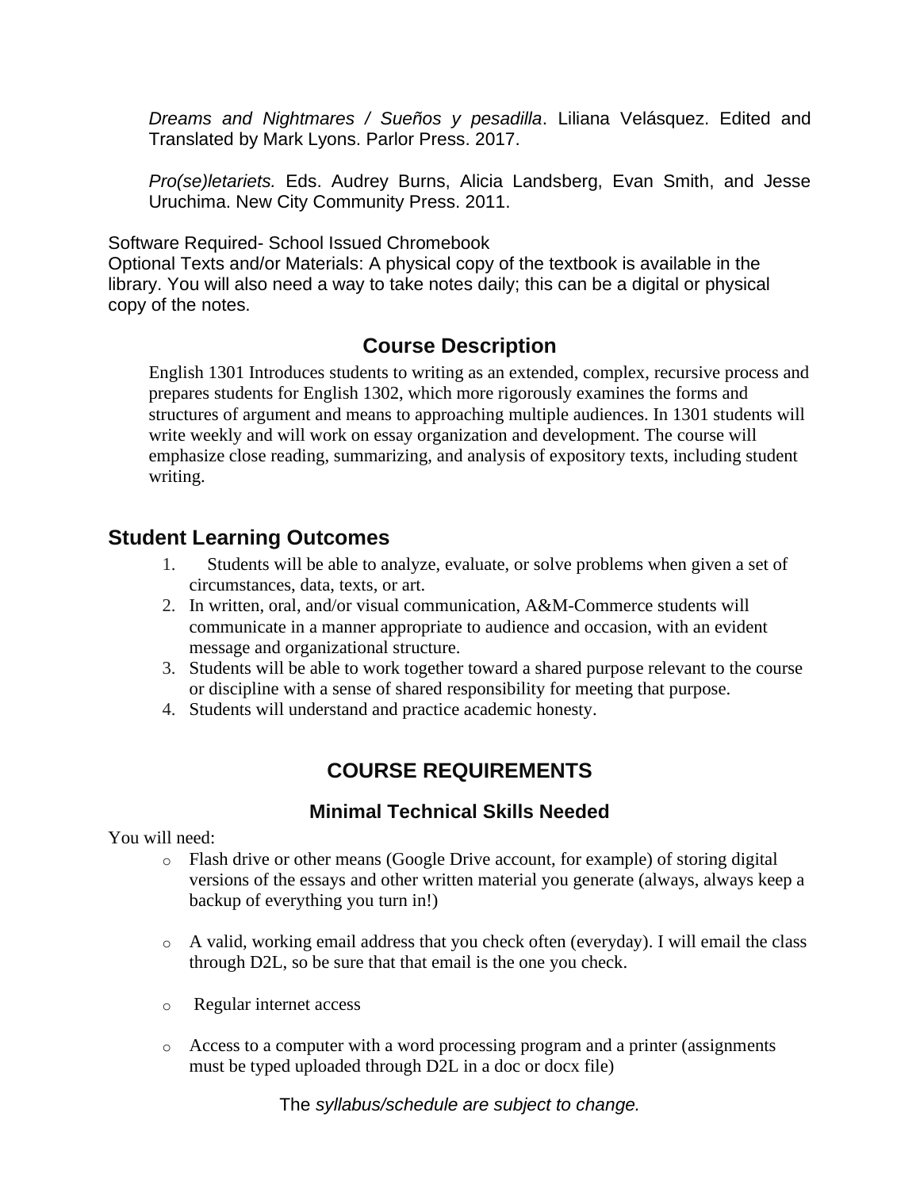*Dreams and Nightmares / Sueños y pesadilla*. Liliana Velásquez. Edited and Translated by Mark Lyons. Parlor Press. 2017.

*Pro(se)letariets.* Eds. Audrey Burns, Alicia Landsberg, Evan Smith, and Jesse Uruchima. New City Community Press. 2011.

Software Required- School Issued Chromebook
Optional Texts and/or Materials: A physical copy of the textbook is available in the library. You will also need a way to take notes daily; this can be a digital or physical copy of the notes.

## Course Description

English 1301 Introduces students to writing as an extended, complex, recursive process and prepares students for English 1302, which more rigorously examines the forms and structures of argument and means to approaching multiple audiences. In 1301 students will write weekly and will work on essay organization and development. The course will emphasize close reading, summarizing, and analysis of expository texts, including student writing.

## Student Learning Outcomes

1. Students will be able to analyze, evaluate, or solve problems when given a set of circumstances, data, texts, or art.
2. In written, oral, and/or visual communication, A&M-Commerce students will communicate in a manner appropriate to audience and occasion, with an evident message and organizational structure.
3. Students will be able to work together toward a shared purpose relevant to the course or discipline with a sense of shared responsibility for meeting that purpose.
4. Students will understand and practice academic honesty.

## COURSE REQUIREMENTS

### Minimal Technical Skills Needed

You will need:

- Flash drive or other means (Google Drive account, for example) of storing digital versions of the essays and other written material you generate (always, always keep a backup of everything you turn in!)

- A valid, working email address that you check often (everyday). I will email the class through D2L, so be sure that that email is the one you check.

- Regular internet access

- Access to a computer with a word processing program and a printer (assignments must be typed uploaded through D2L in a doc or docx file)

The *syllabus/schedule are subject to change.*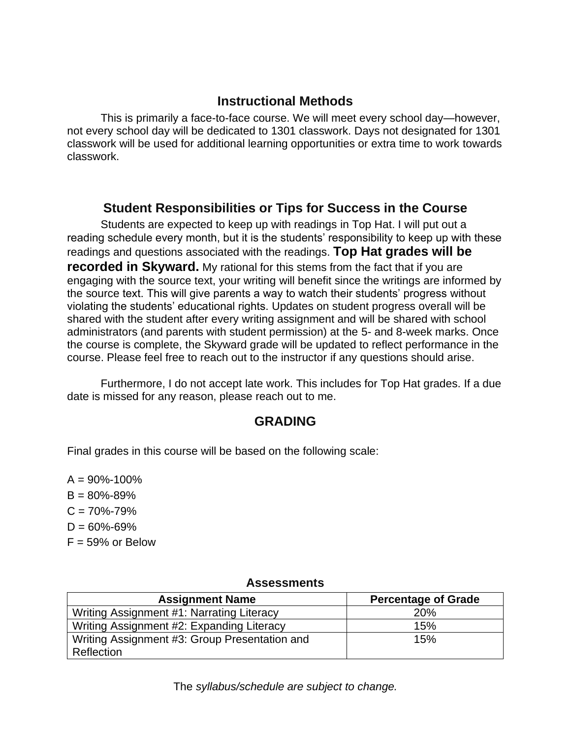## Instructional Methods

This is primarily a face-to-face course. We will meet every school day—however, not every school day will be dedicated to 1301 classwork. Days not designated for 1301 classwork will be used for additional learning opportunities or extra time to work towards classwork.

## Student Responsibilities or Tips for Success in the Course

Students are expected to keep up with readings in Top Hat. I will put out a reading schedule every month, but it is the students' responsibility to keep up with these readings and questions associated with the readings. **Top Hat grades will be recorded in Skyward.** My rational for this stems from the fact that if you are engaging with the source text, your writing will benefit since the writings are informed by the source text. This will give parents a way to watch their students' progress without violating the students' educational rights. Updates on student progress overall will be shared with the student after every writing assignment and will be shared with school administrators (and parents with student permission) at the 5- and 8-week marks. Once the course is complete, the Skyward grade will be updated to reflect performance in the course. Please feel free to reach out to the instructor if any questions should arise.

Furthermore, I do not accept late work. This includes for Top Hat grades. If a due date is missed for any reason, please reach out to me.

## GRADING

Final grades in this course will be based on the following scale:

A = 90%-100%
B = 80%-89%
C = 70%-79%
D = 60%-69%
F = 59% or Below

**Assessments**

| Assignment Name | Percentage of Grade |
| --- | --- |
| Writing Assignment #1: Narrating Literacy | 20% |
| Writing Assignment #2: Expanding Literacy | 15% |
| Writing Assignment #3: Group Presentation and Reflection | 15% |

The *syllabus/schedule are subject to change.*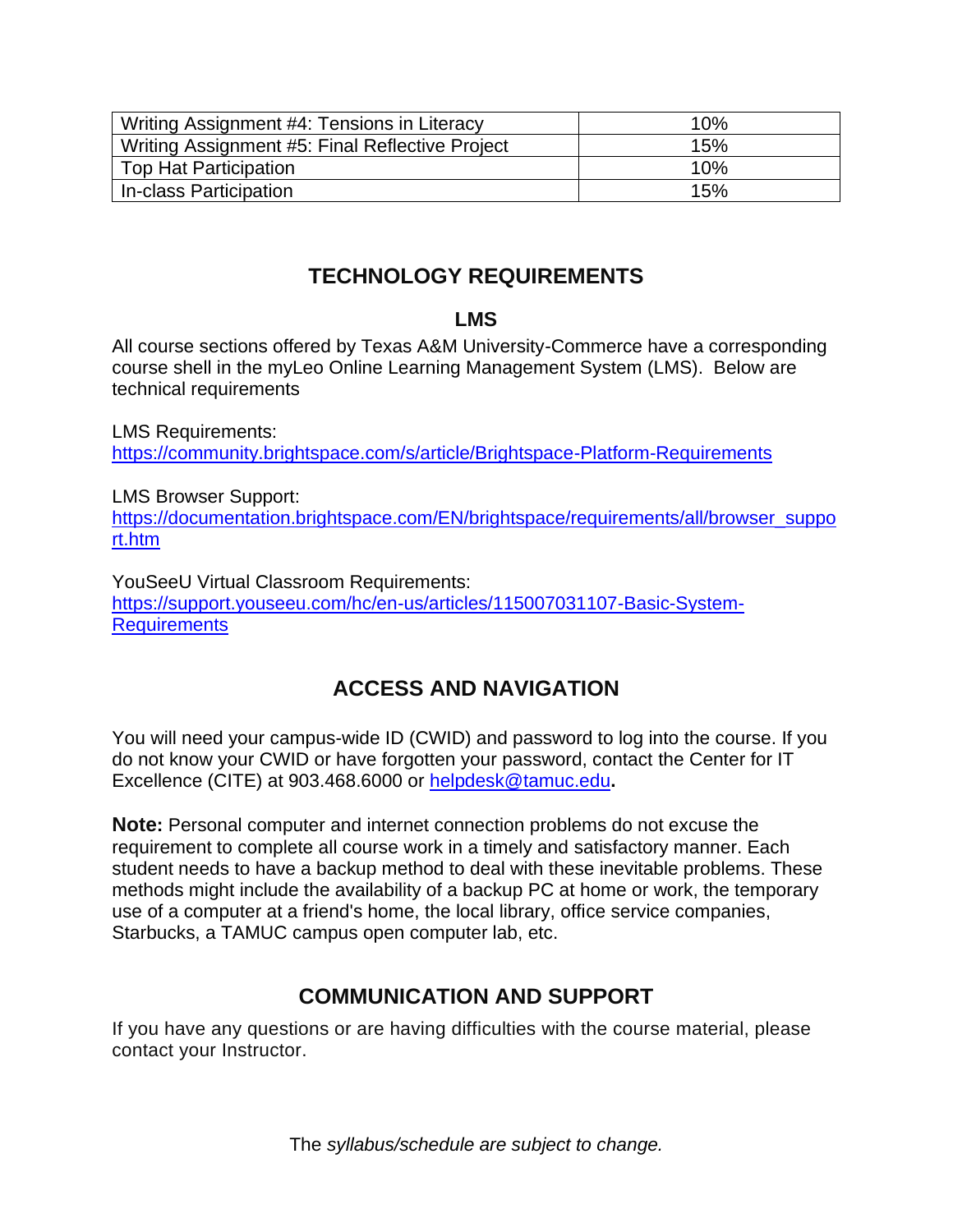| Writing Assignment #4: Tensions in Literacy | 10% |
|---|---|
| Writing Assignment #5: Final Reflective Project | 15% |
| Top Hat Participation | 10% |
| In-class Participation | 15% |

## TECHNOLOGY REQUIREMENTS

### LMS

All course sections offered by Texas A&M University-Commerce have a corresponding course shell in the myLeo Online Learning Management System (LMS). Below are technical requirements

LMS Requirements:
https://community.brightspace.com/s/article/Brightspace-Platform-Requirements

LMS Browser Support:
https://documentation.brightspace.com/EN/brightspace/requirements/all/browser_support.htm

YouSeeU Virtual Classroom Requirements:
https://support.youseeu.com/hc/en-us/articles/115007031107-Basic-System-Requirements

## ACCESS AND NAVIGATION

You will need your campus-wide ID (CWID) and password to log into the course. If you do not know your CWID or have forgotten your password, contact the Center for IT Excellence (CITE) at 903.468.6000 or helpdesk@tamuc.edu**.**

**Note:** Personal computer and internet connection problems do not excuse the requirement to complete all course work in a timely and satisfactory manner. Each student needs to have a backup method to deal with these inevitable problems. These methods might include the availability of a backup PC at home or work, the temporary use of a computer at a friend's home, the local library, office service companies, Starbucks, a TAMUC campus open computer lab, etc.

## COMMUNICATION AND SUPPORT

If you have any questions or are having difficulties with the course material, please contact your Instructor.

The *syllabus/schedule are subject to change.*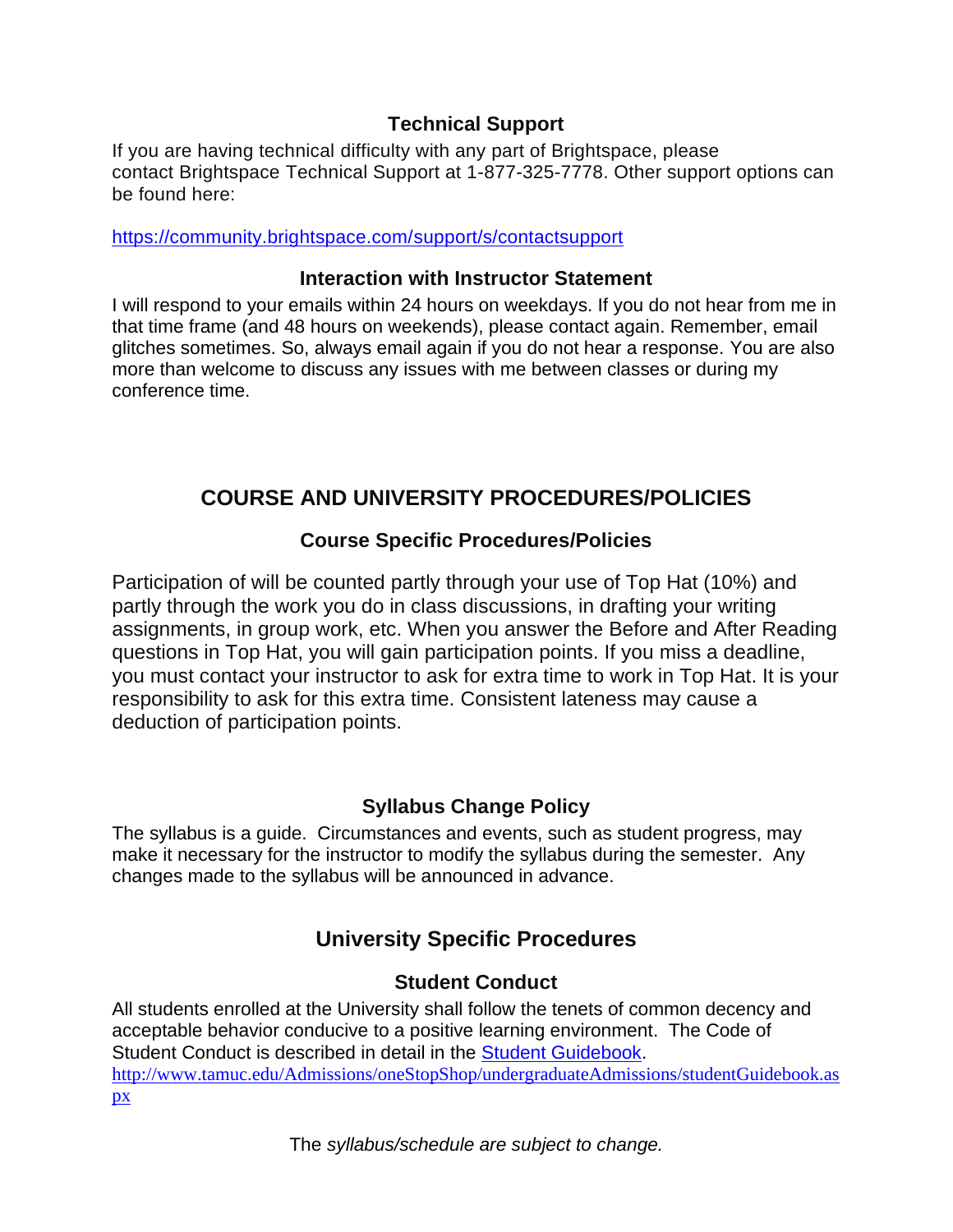### Technical Support

If you are having technical difficulty with any part of Brightspace, please contact Brightspace Technical Support at 1-877-325-7778. Other support options can be found here:

https://community.brightspace.com/support/s/contactsupport

### Interaction with Instructor Statement

I will respond to your emails within 24 hours on weekdays. If you do not hear from me in that time frame (and 48 hours on weekends), please contact again. Remember, email glitches sometimes. So, always email again if you do not hear a response. You are also more than welcome to discuss any issues with me between classes or during my conference time.

## COURSE AND UNIVERSITY PROCEDURES/POLICIES

### Course Specific Procedures/Policies

Participation of will be counted partly through your use of Top Hat (10%) and partly through the work you do in class discussions, in drafting your writing assignments, in group work, etc. When you answer the Before and After Reading questions in Top Hat, you will gain participation points. If you miss a deadline, you must contact your instructor to ask for extra time to work in Top Hat. It is your responsibility to ask for this extra time. Consistent lateness may cause a deduction of participation points.

### Syllabus Change Policy

The syllabus is a guide. Circumstances and events, such as student progress, may make it necessary for the instructor to modify the syllabus during the semester. Any changes made to the syllabus will be announced in advance.

## University Specific Procedures

### Student Conduct

All students enrolled at the University shall follow the tenets of common decency and acceptable behavior conducive to a positive learning environment. The Code of Student Conduct is described in detail in the [Student Guidebook](http://www.tamuc.edu/Admissions/oneStopShop/undergraduateAdmissions/studentGuidebook.aspx).
http://www.tamuc.edu/Admissions/oneStopShop/undergraduateAdmissions/studentGuidebook.aspx

The *syllabus/schedule are subject to change.*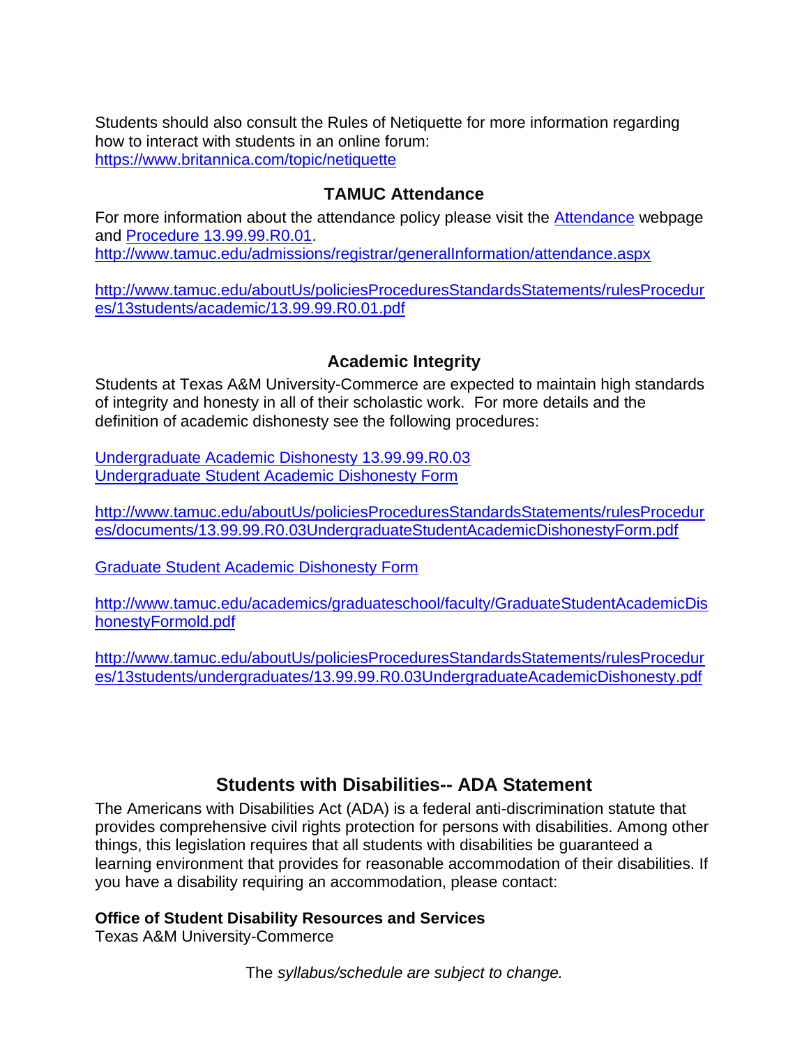Students should also consult the Rules of Netiquette for more information regarding how to interact with students in an online forum:
https://www.britannica.com/topic/netiquette

## TAMUC Attendance

For more information about the attendance policy please visit the Attendance webpage and Procedure 13.99.99.R0.01.
http://www.tamuc.edu/admissions/registrar/generalInformation/attendance.aspx

http://www.tamuc.edu/aboutUs/policiesProceduresStandardsStatements/rulesProcedures/13students/academic/13.99.99.R0.01.pdf

## Academic Integrity

Students at Texas A&M University-Commerce are expected to maintain high standards of integrity and honesty in all of their scholastic work. For more details and the definition of academic dishonesty see the following procedures:

Undergraduate Academic Dishonesty 13.99.99.R0.03
Undergraduate Student Academic Dishonesty Form

http://www.tamuc.edu/aboutUs/policiesProceduresStandardsStatements/rulesProcedures/documents/13.99.99.R0.03UndergraduateStudentAcademicDishonestyForm.pdf

Graduate Student Academic Dishonesty Form

http://www.tamuc.edu/academics/graduateschool/faculty/GraduateStudentAcademicDishonestyFormold.pdf

http://www.tamuc.edu/aboutUs/policiesProceduresStandardsStatements/rulesProcedures/13students/undergraduates/13.99.99.R0.03UndergraduateAcademicDishonesty.pdf

## Students with Disabilities-- ADA Statement

The Americans with Disabilities Act (ADA) is a federal anti-discrimination statute that provides comprehensive civil rights protection for persons with disabilities. Among other things, this legislation requires that all students with disabilities be guaranteed a learning environment that provides for reasonable accommodation of their disabilities. If you have a disability requiring an accommodation, please contact:

**Office of Student Disability Resources and Services**
Texas A&M University-Commerce

The *syllabus/schedule are subject to change.*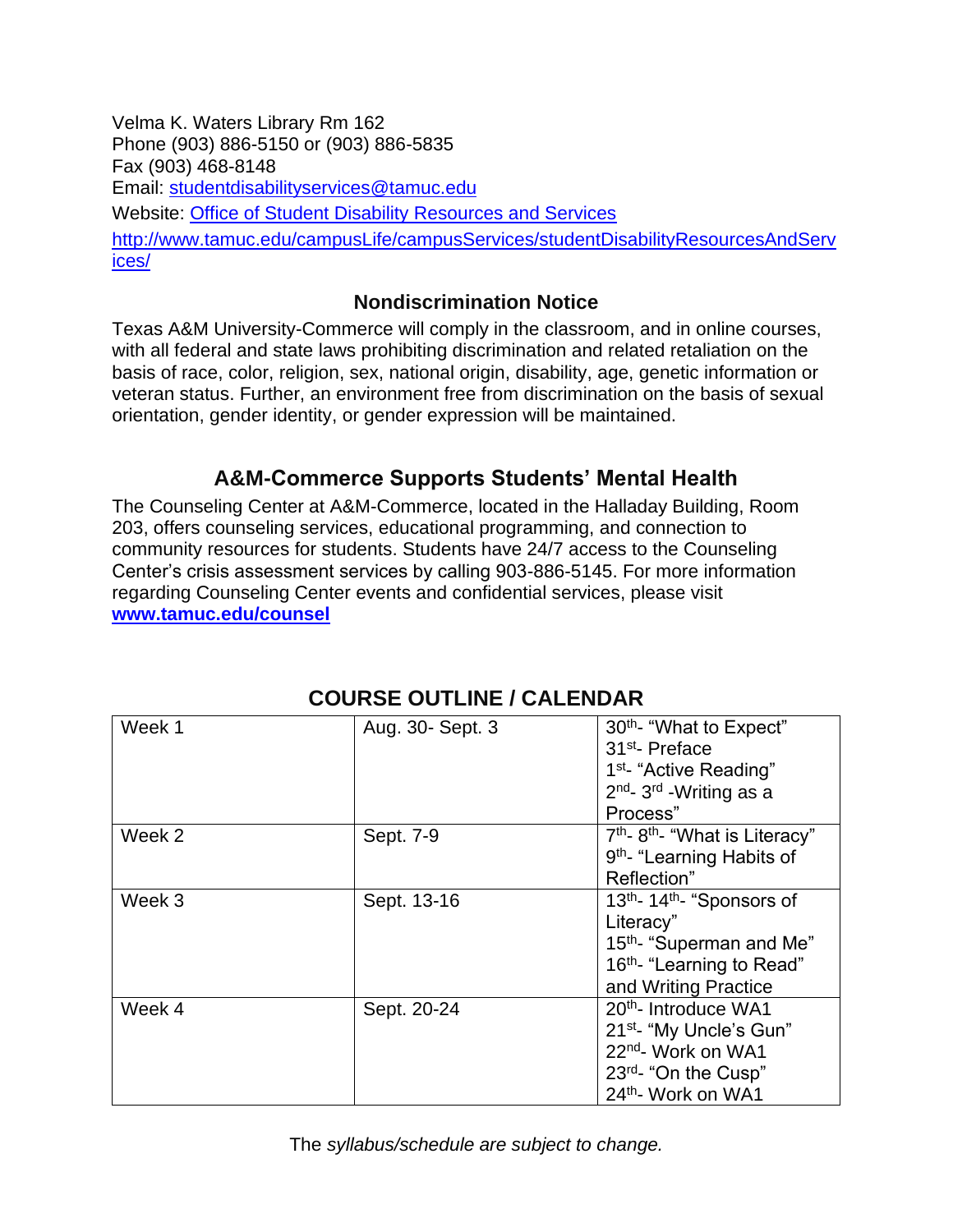Velma K. Waters Library Rm 162
Phone (903) 886-5150 or (903) 886-5835
Fax (903) 468-8148
Email: [studentdisabilityservices@tamuc.edu](mailto:studentdisabilityservices@tamuc.edu)
Website: [Office of Student Disability Resources and Services](http://www.tamuc.edu/campusLife/campusServices/studentDisabilityResourcesAndServices/)
http://www.tamuc.edu/campusLife/campusServices/studentDisabilityResourcesAndServices/

## Nondiscrimination Notice

Texas A&M University-Commerce will comply in the classroom, and in online courses, with all federal and state laws prohibiting discrimination and related retaliation on the basis of race, color, religion, sex, national origin, disability, age, genetic information or veteran status. Further, an environment free from discrimination on the basis of sexual orientation, gender identity, or gender expression will be maintained.

## A&M-Commerce Supports Students' Mental Health

The Counseling Center at A&M-Commerce, located in the Halladay Building, Room 203, offers counseling services, educational programming, and connection to community resources for students. Students have 24/7 access to the Counseling Center's crisis assessment services by calling 903-886-5145. For more information regarding Counseling Center events and confidential services, please visit **[www.tamuc.edu/counsel](http://www.tamuc.edu/counsel)**

## COURSE OUTLINE / CALENDAR

| Week 1 | Aug. 30- Sept. 3 | 30th- "What to Expect"<br>31st- Preface<br>1st- "Active Reading"<br>2nd- 3rd -Writing as a Process" |
|---|---|---|
| Week 2 | Sept. 7-9 | 7th- 8th- "What is Literacy"<br>9th- "Learning Habits of Reflection" |
| Week 3 | Sept. 13-16 | 13th- 14th- "Sponsors of Literacy"<br>15th- "Superman and Me"<br>16th- "Learning to Read" and Writing Practice |
| Week 4 | Sept. 20-24 | 20th- Introduce WA1<br>21st- "My Uncle's Gun"<br>22nd- Work on WA1<br>23rd- "On the Cusp"<br>24th- Work on WA1 |

The *syllabus/schedule are subject to change.*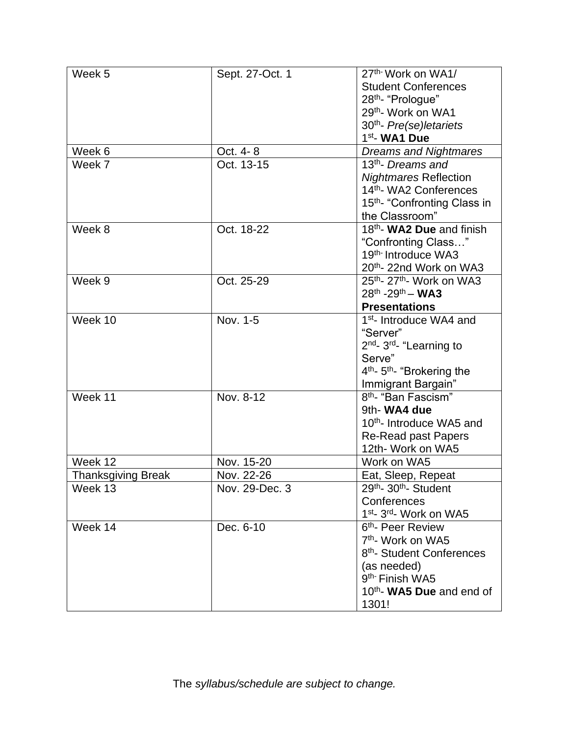| | | |
|---|---|---|
| Week 5 | Sept. 27-Oct. 1 | 27th- Work on WA1/ Student Conferences<br>28th- "Prologue"<br>29th- Work on WA1<br>30th- *Pre(se)letariets*<br>1st- **WA1 Due** |
| Week 6 | Oct. 4- 8 | *Dreams and Nightmares* |
| Week 7 | Oct. 13-15 | 13th- *Dreams and Nightmares* Reflection<br>14th- WA2 Conferences<br>15th- "Confronting Class in the Classroom" |
| Week 8 | Oct. 18-22 | 18th- **WA2 Due** and finish "Confronting Class…"<br>19th- Introduce WA3<br>20th- 22nd Work on WA3 |
| Week 9 | Oct. 25-29 | 25th- 27th- Work on WA3<br>28th -29th – **WA3 Presentations** |
| Week 10 | Nov. 1-5 | 1st- Introduce WA4 and "Server"<br>2nd- 3rd- "Learning to Serve"<br>4th- 5th- "Brokering the Immigrant Bargain" |
| Week 11 | Nov. 8-12 | 8th- "Ban Fascism"<br>9th- **WA4 due**<br>10th- Introduce WA5 and Re-Read past Papers<br>12th- Work on WA5 |
| Week 12 | Nov. 15-20 | Work on WA5 |
| Thanksgiving Break | Nov. 22-26 | Eat, Sleep, Repeat |
| Week 13 | Nov. 29-Dec. 3 | 29th- 30th- Student Conferences<br>1st- 3rd- Work on WA5 |
| Week 14 | Dec. 6-10 | 6th- Peer Review<br>7th- Work on WA5<br>8th- Student Conferences (as needed)<br>9th- Finish WA5<br>10th- **WA5 Due** and end of 1301! |

The *syllabus/schedule are subject to change.*